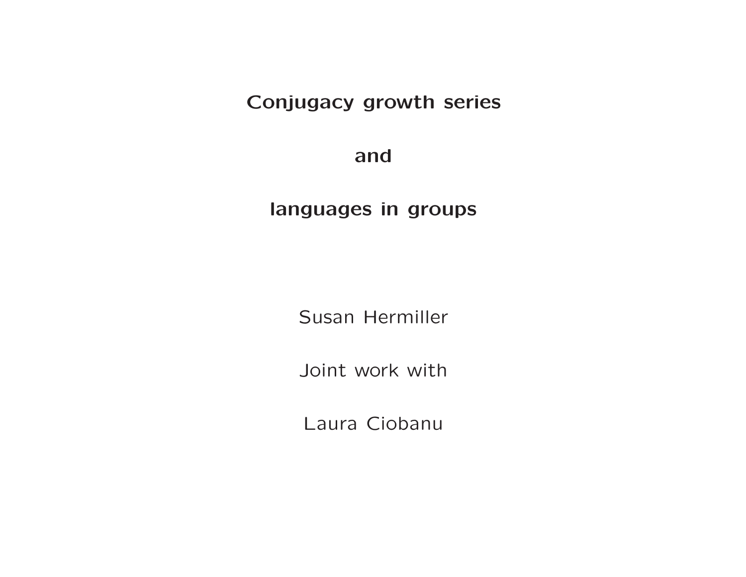# Conjugacy growth series

# and

# languages in groups

Susan Hermiller

Joint work with

Laura Ciobanu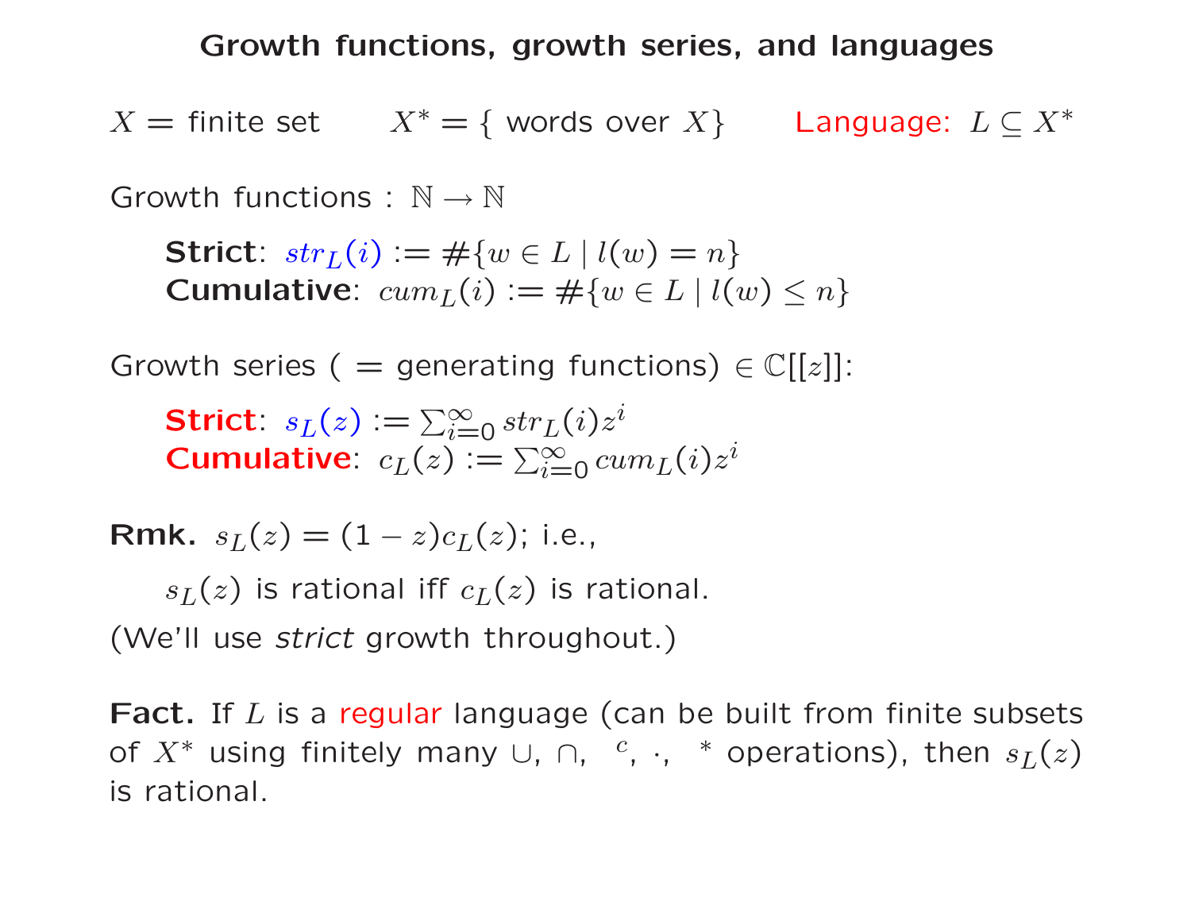# Growth functions, growth series, and languages

$X$ = finite set $\quad$ $X^* = \{$ words over $X\}$ $\quad$ Language: $L \subseteq X^*$

Growth functions : $\mathbb{N} \to \mathbb{N}$

**Strict**: $str_L(i) := \#\{w \in L \mid l(w) = n\}$
**Cumulative**: $cum_L(i) := \#\{w \in L \mid l(w) \leq n\}$

Growth series ( = generating functions) $\in \mathbb{C}[[z]]$:

**Strict**: $s_L(z) := \sum_{i=0}^{\infty} str_L(i) z^i$
**Cumulative**: $c_L(z) := \sum_{i=0}^{\infty} cum_L(i) z^i$

**Rmk.** $s_L(z) = (1 - z)c_L(z)$; i.e.,

$s_L(z)$ is rational iff $c_L(z)$ is rational.

(We'll use *strict* growth throughout.)

**Fact.** If $L$ is a regular language (can be built from finite subsets of $X^*$ using finitely many $\cup$, $\cap$, $^c$, $\cdot$, $^*$ operations), then $s_L(z)$ is rational.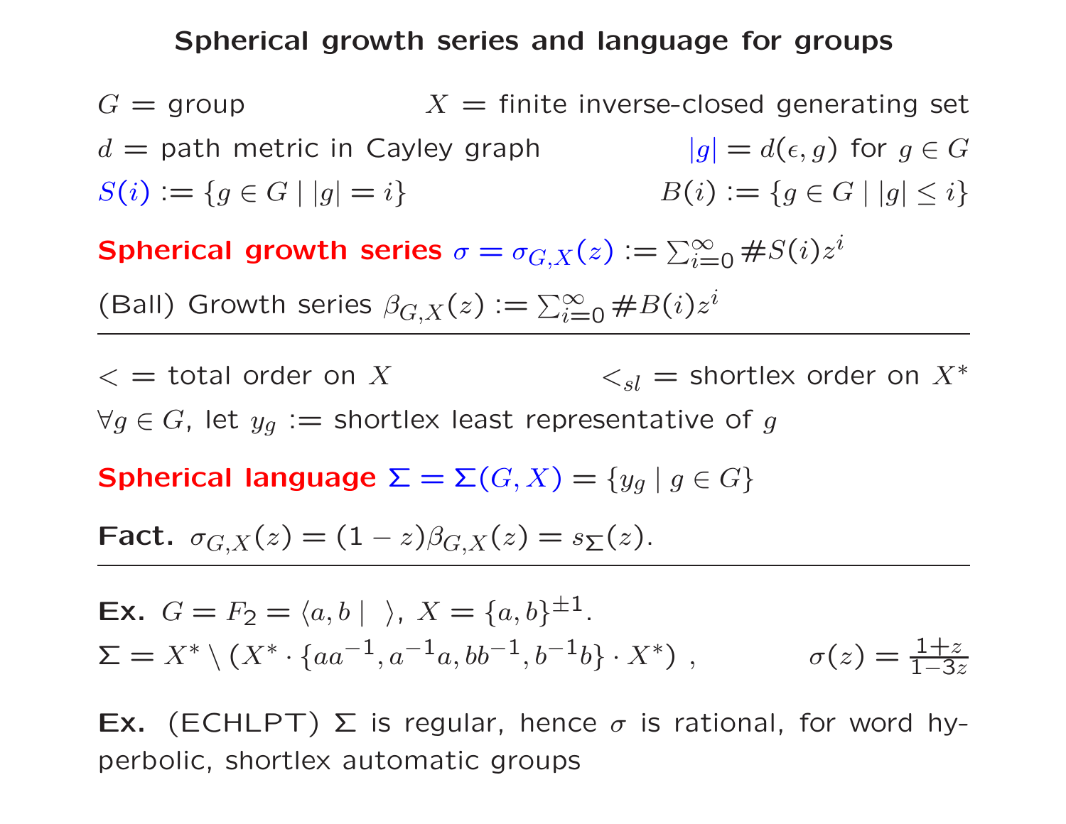# Spherical growth series and language for groups

$G =$ group $\qquad X =$ finite inverse-closed generating set

$d =$ path metric in Cayley graph $\qquad |g| = d(\epsilon, g)$ for $g \in G$

$S(i) := \{g \in G \mid |g| = i\}$ $\qquad B(i) := \{g \in G \mid |g| \leq i\}$

**Spherical growth series** $\sigma = \sigma_{G,X}(z) := \sum_{i=0}^{\infty} \#S(i) z^i$

(Ball) Growth series $\beta_{G,X}(z) := \sum_{i=0}^{\infty} \#B(i) z^i$

---

$< =$ total order on $X$ $\qquad <_{sl} =$ shortlex order on $X^*$

$\forall g \in G$, let $y_g :=$ shortlex least representative of $g$

**Spherical language** $\Sigma = \Sigma(G, X) = \{y_g \mid g \in G\}$

**Fact.** $\sigma_{G,X}(z) = (1 - z)\beta_{G,X}(z) = s_{\Sigma}(z)$.

---

**Ex.** $G = F_2 = \langle a, b \mid \ \rangle$, $X = \{a, b\}^{\pm 1}$.

$\Sigma = X^* \setminus (X^* \cdot \{aa^{-1}, a^{-1}a, bb^{-1}, b^{-1}b\} \cdot X^*)$ , $\qquad \sigma(z) = \frac{1+z}{1-3z}$

**Ex.** (ECHLPT) $\Sigma$ is regular, hence $\sigma$ is rational, for word hyperbolic, shortlex automatic groups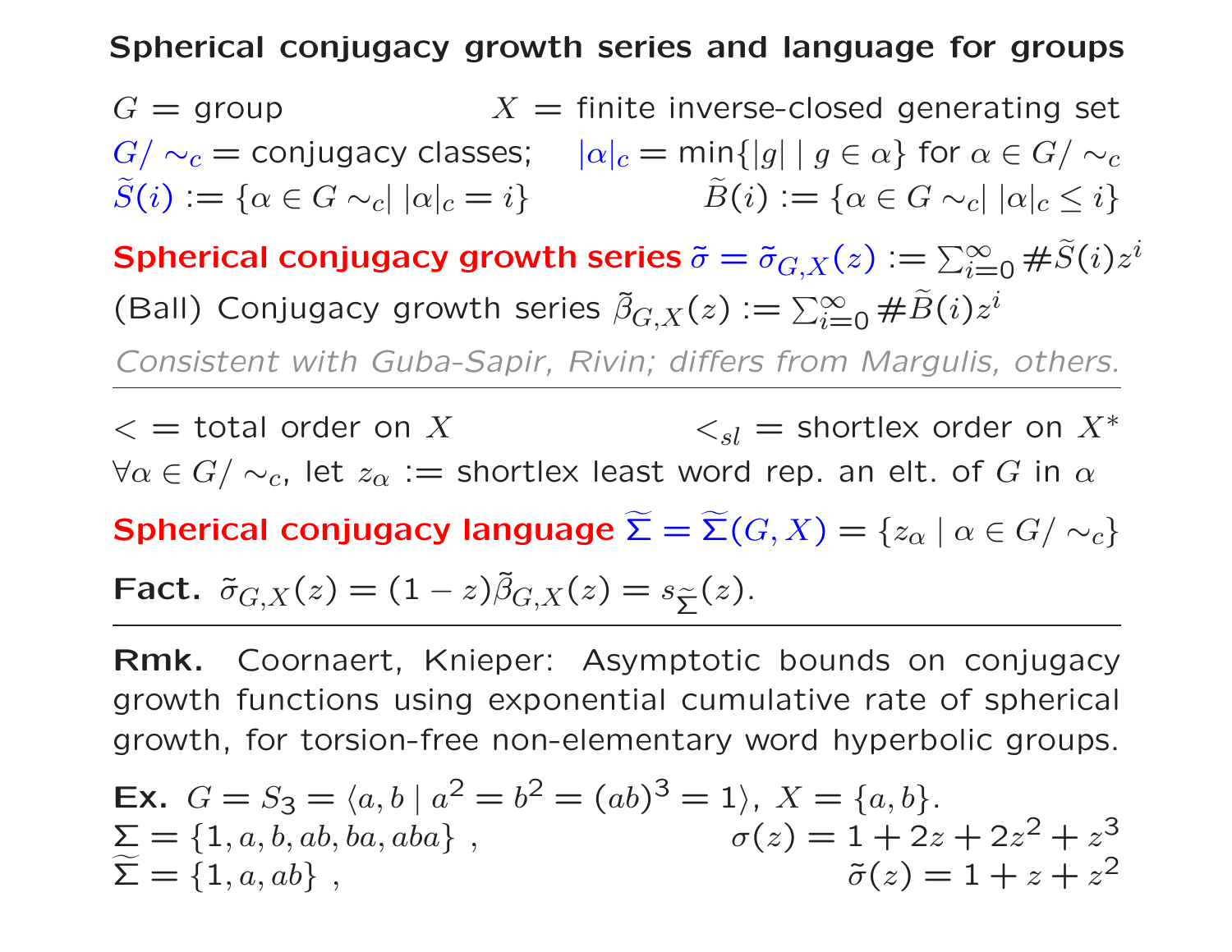## Spherical conjugacy growth series and language for groups

$G$ = group $\qquad$ $X$ = finite inverse-closed generating set

$G/\sim_c$ = conjugacy classes; $\quad |\alpha|_c = \min\{|g| \mid g \in \alpha\}$ for $\alpha \in G/\sim_c$

$\widetilde{S}(i) := \{\alpha \in G \sim_c \mid |\alpha|_c = i\}$ $\qquad$ $\widetilde{B}(i) := \{\alpha \in G \sim_c \mid |\alpha|_c \leq i\}$

**Spherical conjugacy growth series** $\tilde{\sigma} = \tilde{\sigma}_{G,X}(z) := \sum_{i=0}^{\infty} \#\widetilde{S}(i) z^i$

(Ball) Conjugacy growth series $\tilde{\beta}_{G,X}(z) := \sum_{i=0}^{\infty} \#\widetilde{B}(i) z^i$

*Consistent with Guba-Sapir, Rivin; differs from Margulis, others.*

---

$<$ = total order on $X$ $\qquad$ $<_{sl}$ = shortlex order on $X^*$

$\forall \alpha \in G/\sim_c$, let $z_\alpha$ := shortlex least word rep. an elt. of $G$ in $\alpha$

**Spherical conjugacy language** $\widetilde{\Sigma} = \widetilde{\Sigma}(G, X) = \{z_\alpha \mid \alpha \in G/\sim_c\}$

**Fact.** $\tilde{\sigma}_{G,X}(z) = (1-z)\tilde{\beta}_{G,X}(z) = s_{\widetilde{\Sigma}}(z)$.

---

**Rmk.** Coornaert, Knieper: Asymptotic bounds on conjugacy growth functions using exponential cumulative rate of spherical growth, for torsion-free non-elementary word hyperbolic groups.

**Ex.** $G = S_3 = \langle a, b \mid a^2 = b^2 = (ab)^3 = 1\rangle$, $X = \{a, b\}$.

$\Sigma = \{1, a, b, ab, ba, aba\}$ , $\qquad$ $\sigma(z) = 1 + 2z + 2z^2 + z^3$

$\widetilde{\Sigma} = \{1, a, ab\}$ , $\qquad$ $\tilde{\sigma}(z) = 1 + z + z^2$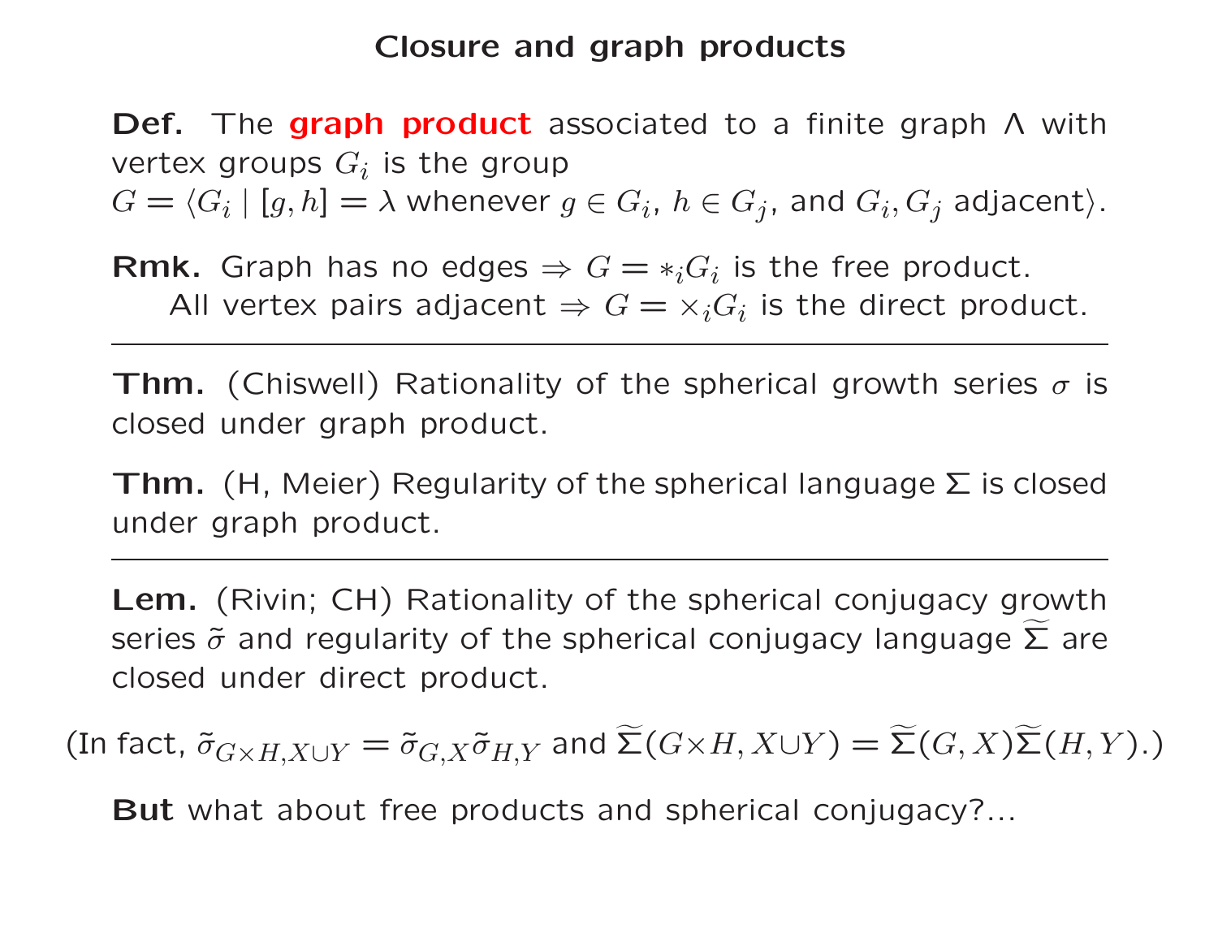## Closure and graph products

**Def.** The **graph product** associated to a finite graph $\Lambda$ with vertex groups $G_i$ is the group
$G = \langle G_i \mid [g,h] = \lambda$ whenever $g \in G_i$, $h \in G_j$, and $G_i, G_j$ adjacent$\rangle$.

**Rmk.** Graph has no edges $\Rightarrow G = *_i G_i$ is the free product.
All vertex pairs adjacent $\Rightarrow G = \times_i G_i$ is the direct product.

---

**Thm.** (Chiswell) Rationality of the spherical growth series $\sigma$ is closed under graph product.

**Thm.** (H, Meier) Regularity of the spherical language $\Sigma$ is closed under graph product.

---

**Lem.** (Rivin; CH) Rationality of the spherical conjugacy growth series $\tilde{\sigma}$ and regularity of the spherical conjugacy language $\widetilde{\Sigma}$ are closed under direct product.

(In fact, $\tilde{\sigma}_{G\times H, X\cup Y} = \tilde{\sigma}_{G,X}\tilde{\sigma}_{H,Y}$ and $\widetilde{\Sigma}(G\times H, X\cup Y) = \widetilde{\Sigma}(G,X)\widetilde{\Sigma}(H,Y)$.)

**But** what about free products and spherical conjugacy?...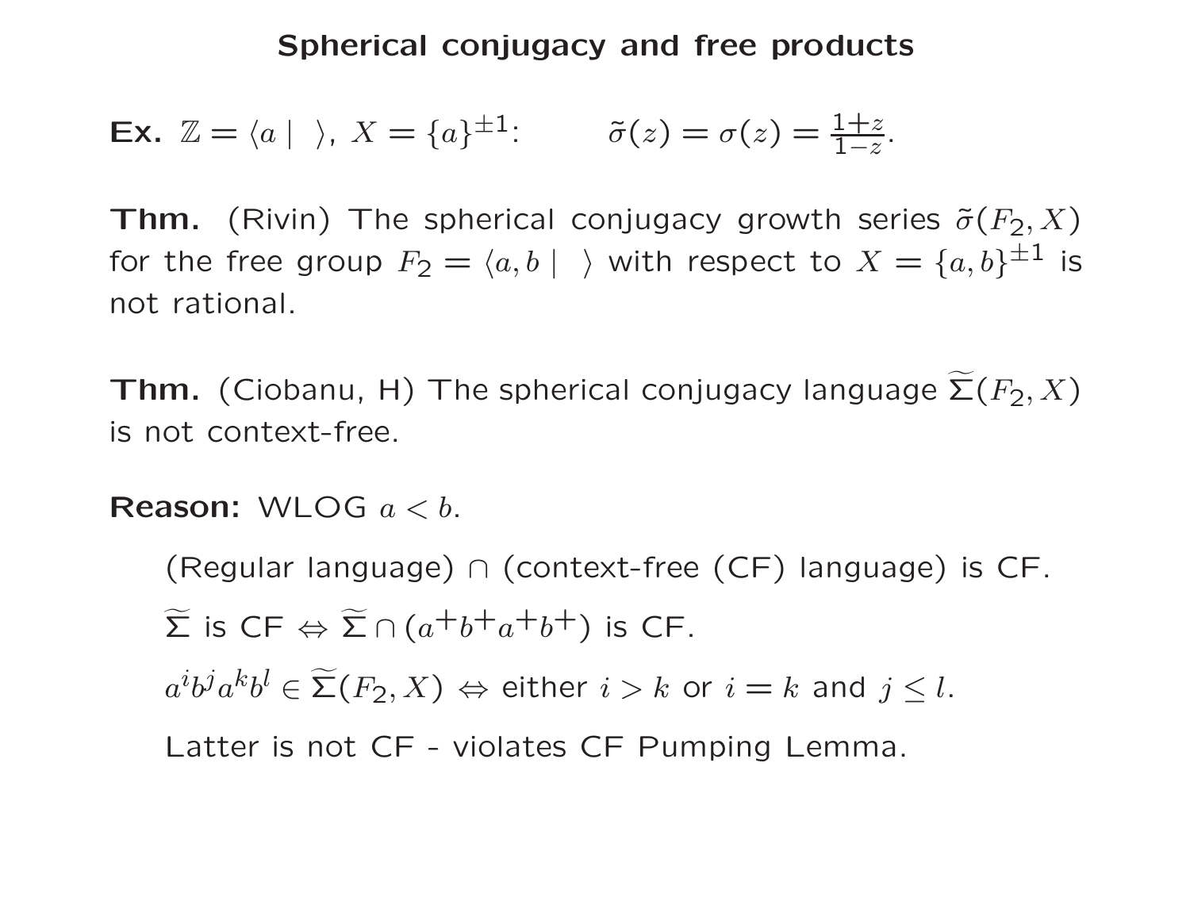# Spherical conjugacy and free products

**Ex.** $\mathbb{Z} = \langle a \mid \ \rangle$, $X = \{a\}^{\pm 1}$: $\qquad \tilde{\sigma}(z) = \sigma(z) = \frac{1+z}{1-z}$.

**Thm.** (Rivin) The spherical conjugacy growth series $\tilde{\sigma}(F_2, X)$ for the free group $F_2 = \langle a, b \mid \ \rangle$ with respect to $X = \{a, b\}^{\pm 1}$ is not rational.

**Thm.** (Ciobanu, H) The spherical conjugacy language $\widetilde{\Sigma}(F_2, X)$ is not context-free.

**Reason:** WLOG $a < b$.

- (Regular language) $\cap$ (context-free (CF) language) is CF.
- $\widetilde{\Sigma}$ is CF $\Leftrightarrow$ $\widetilde{\Sigma} \cap (a^+ b^+ a^+ b^+)$ is CF.
- $a^i b^j a^k b^l \in \widetilde{\Sigma}(F_2, X) \Leftrightarrow$ either $i > k$ or $i = k$ and $j \leq l$.
- Latter is not CF - violates CF Pumping Lemma.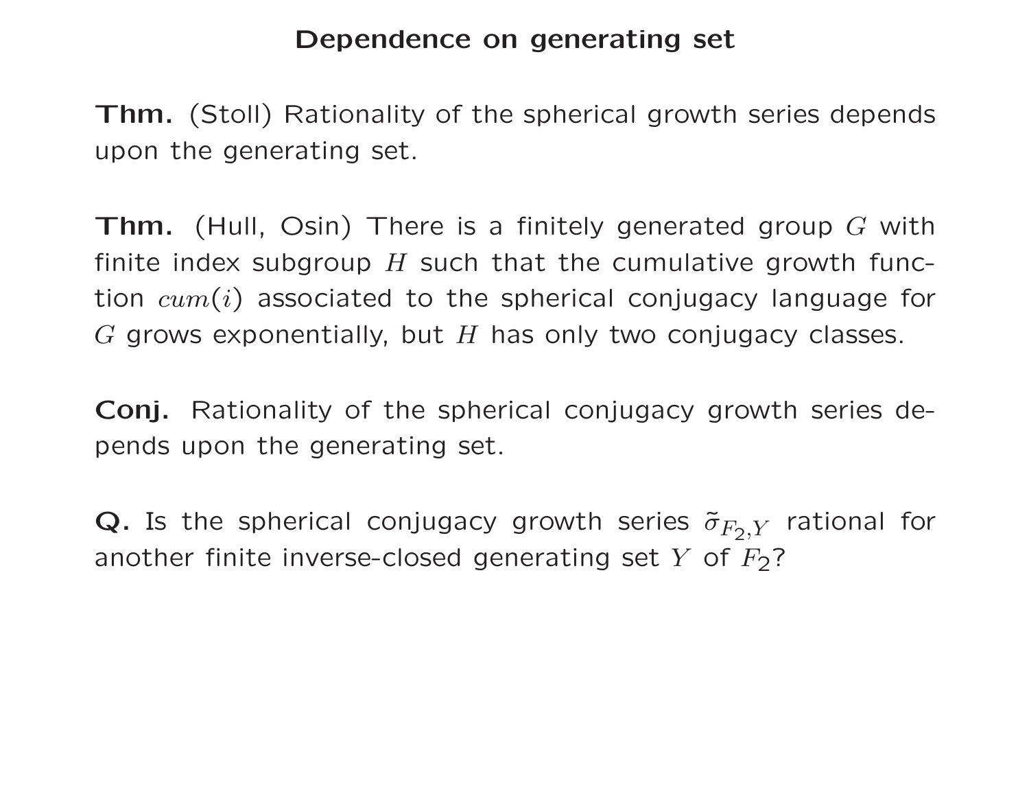## Dependence on generating set

**Thm.** (Stoll) Rationality of the spherical growth series depends upon the generating set.

**Thm.** (Hull, Osin) There is a finitely generated group $G$ with finite index subgroup $H$ such that the cumulative growth function $cum(i)$ associated to the spherical conjugacy language for $G$ grows exponentially, but $H$ has only two conjugacy classes.

**Conj.** Rationality of the spherical conjugacy growth series depends upon the generating set.

**Q.** Is the spherical conjugacy growth series $\tilde{\sigma}_{F_2,Y}$ rational for another finite inverse-closed generating set $Y$ of $F_2$?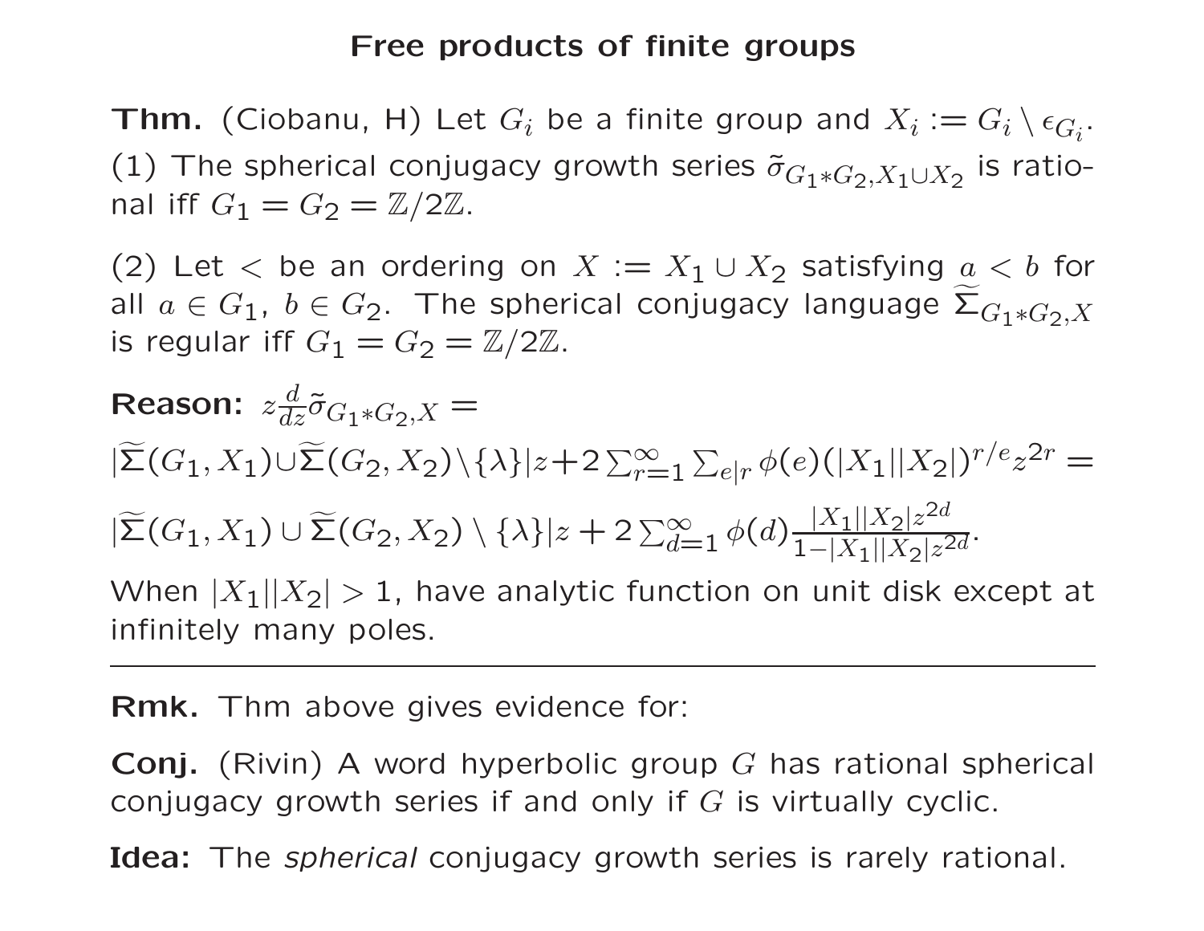## Free products of finite groups

**Thm.** (Ciobanu, H) Let $G_i$ be a finite group and $X_i := G_i \setminus \epsilon_{G_i}$.

(1) The spherical conjugacy growth series $\tilde{\sigma}_{G_1 * G_2, X_1 \cup X_2}$ is rational iff $G_1 = G_2 = \mathbb{Z}/2\mathbb{Z}$.

(2) Let $<$ be an ordering on $X := X_1 \cup X_2$ satisfying $a < b$ for all $a \in G_1$, $b \in G_2$. The spherical conjugacy language $\widetilde{\Sigma}_{G_1 * G_2, X}$ is regular iff $G_1 = G_2 = \mathbb{Z}/2\mathbb{Z}$.

**Reason:** $z \frac{d}{dz} \tilde{\sigma}_{G_1 * G_2, X} =$

$|\widetilde{\Sigma}(G_1, X_1) \cup \widetilde{\Sigma}(G_2, X_2) \setminus \{\lambda\}| z + 2 \sum_{r=1}^{\infty} \sum_{e|r} \phi(e) (|X_1||X_2|)^{r/e} z^{2r} =$

$|\widetilde{\Sigma}(G_1, X_1) \cup \widetilde{\Sigma}(G_2, X_2) \setminus \{\lambda\}| z + 2 \sum_{d=1}^{\infty} \phi(d) \frac{|X_1||X_2| z^{2d}}{1 - |X_1||X_2| z^{2d}}$.

When $|X_1||X_2| > 1$, have analytic function on unit disk except at infinitely many poles.

---

**Rmk.** Thm above gives evidence for:

**Conj.** (Rivin) A word hyperbolic group $G$ has rational spherical conjugacy growth series if and only if $G$ is virtually cyclic.

**Idea:** The *spherical* conjugacy growth series is rarely rational.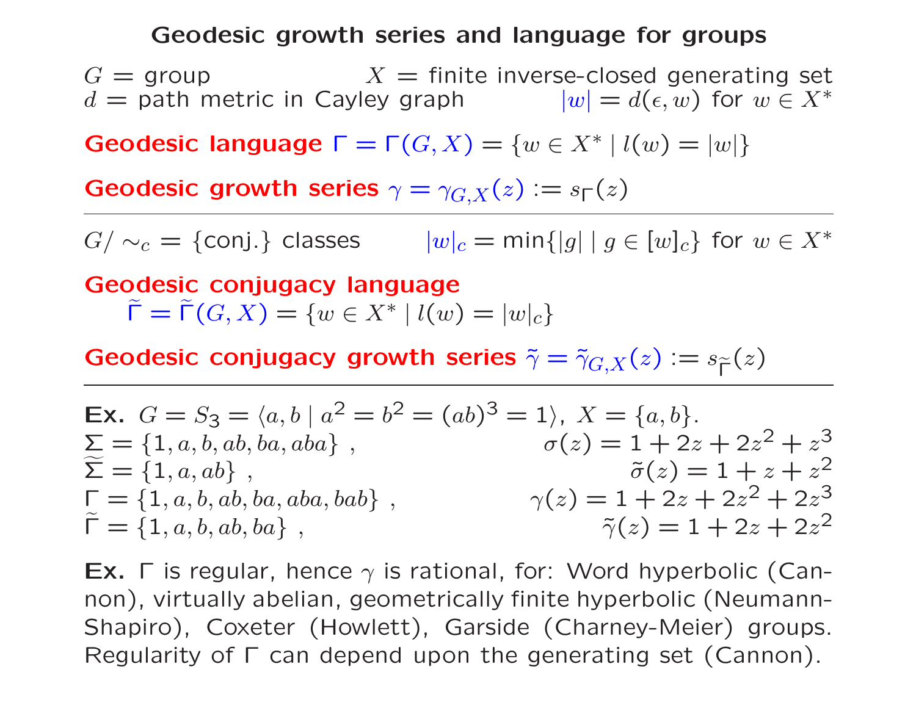# Geodesic growth series and language for groups

$G$ = group $\qquad$ $X$ = finite inverse-closed generating set
$d$ = path metric in Cayley graph $\qquad$ $|w| = d(\epsilon, w)$ for $w \in X^*$

**Geodesic language** $\Gamma = \Gamma(G, X) = \{w \in X^* \mid l(w) = |w|\}$

**Geodesic growth series** $\gamma = \gamma_{G,X}(z) := s_\Gamma(z)$

---

$G/\sim_c = \{\text{conj.}\}$ classes $\qquad$ $|w|_c = \min\{|g| \mid g \in [w]_c\}$ for $w \in X^*$

**Geodesic conjugacy language**
$\quad \tilde{\Gamma} = \tilde{\Gamma}(G, X) = \{w \in X^* \mid l(w) = |w|_c\}$

**Geodesic conjugacy growth series** $\tilde{\gamma} = \tilde{\gamma}_{G,X}(z) := s_{\tilde{\Gamma}}(z)$

---

**Ex.** $G = S_3 = \langle a, b \mid a^2 = b^2 = (ab)^3 = 1\rangle$, $X = \{a, b\}$.

$\Sigma = \{1, a, b, ab, ba, aba\}$ , $\qquad \sigma(z) = 1 + 2z + 2z^2 + z^3$
$\widetilde{\Sigma} = \{1, a, ab\}$ , $\qquad \tilde{\sigma}(z) = 1 + z + z^2$
$\Gamma = \{1, a, b, ab, ba, aba, bab\}$ , $\qquad \gamma(z) = 1 + 2z + 2z^2 + 2z^3$
$\tilde{\Gamma} = \{1, a, b, ab, ba\}$ , $\qquad \tilde{\gamma}(z) = 1 + 2z + 2z^2$

**Ex.** $\Gamma$ is regular, hence $\gamma$ is rational, for: Word hyperbolic (Cannon), virtually abelian, geometrically finite hyperbolic (Neumann-Shapiro), Coxeter (Howlett), Garside (Charney-Meier) groups. Regularity of $\Gamma$ can depend upon the generating set (Cannon).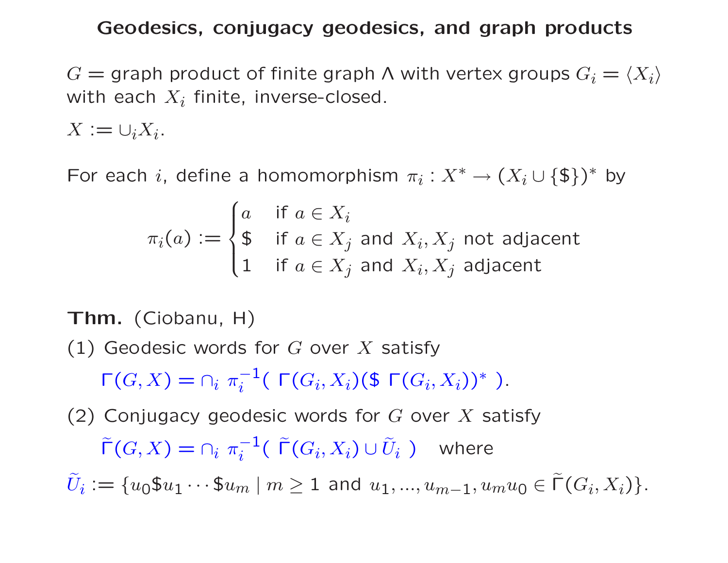# Geodesics, conjugacy geodesics, and graph products

$G =$ graph product of finite graph $\Lambda$ with vertex groups $G_i = \langle X_i \rangle$ with each $X_i$ finite, inverse-closed.

$X := \cup_i X_i$.

For each $i$, define a homomorphism $\pi_i : X^* \to (X_i \cup \{\$\})^*$ by

$$\pi_i(a) := \begin{cases} a & \text{if } a \in X_i \\ \$ & \text{if } a \in X_j \text{ and } X_i, X_j \text{ not adjacent} \\ 1 & \text{if } a \in X_j \text{ and } X_i, X_j \text{ adjacent} \end{cases}$$

**Thm.** (Ciobanu, H)

(1) Geodesic words for $G$ over $X$ satisfy

$$\Gamma(G,X) = \cap_i \; \pi_i^{-1}(\; \Gamma(G_i,X_i)(\$ \; \Gamma(G_i,X_i))^* \;).$$

(2) Conjugacy geodesic words for $G$ over $X$ satisfy

$$\widetilde{\Gamma}(G,X) = \cap_i \; \pi_i^{-1}(\; \widetilde{\Gamma}(G_i,X_i) \cup \widetilde{U}_i \;) \quad \text{where}$$

$\widetilde{U}_i := \{u_0\$u_1 \cdots \$u_m \mid m \geq 1 \text{ and } u_1, ..., u_{m-1}, u_m u_0 \in \widetilde{\Gamma}(G_i,X_i)\}$.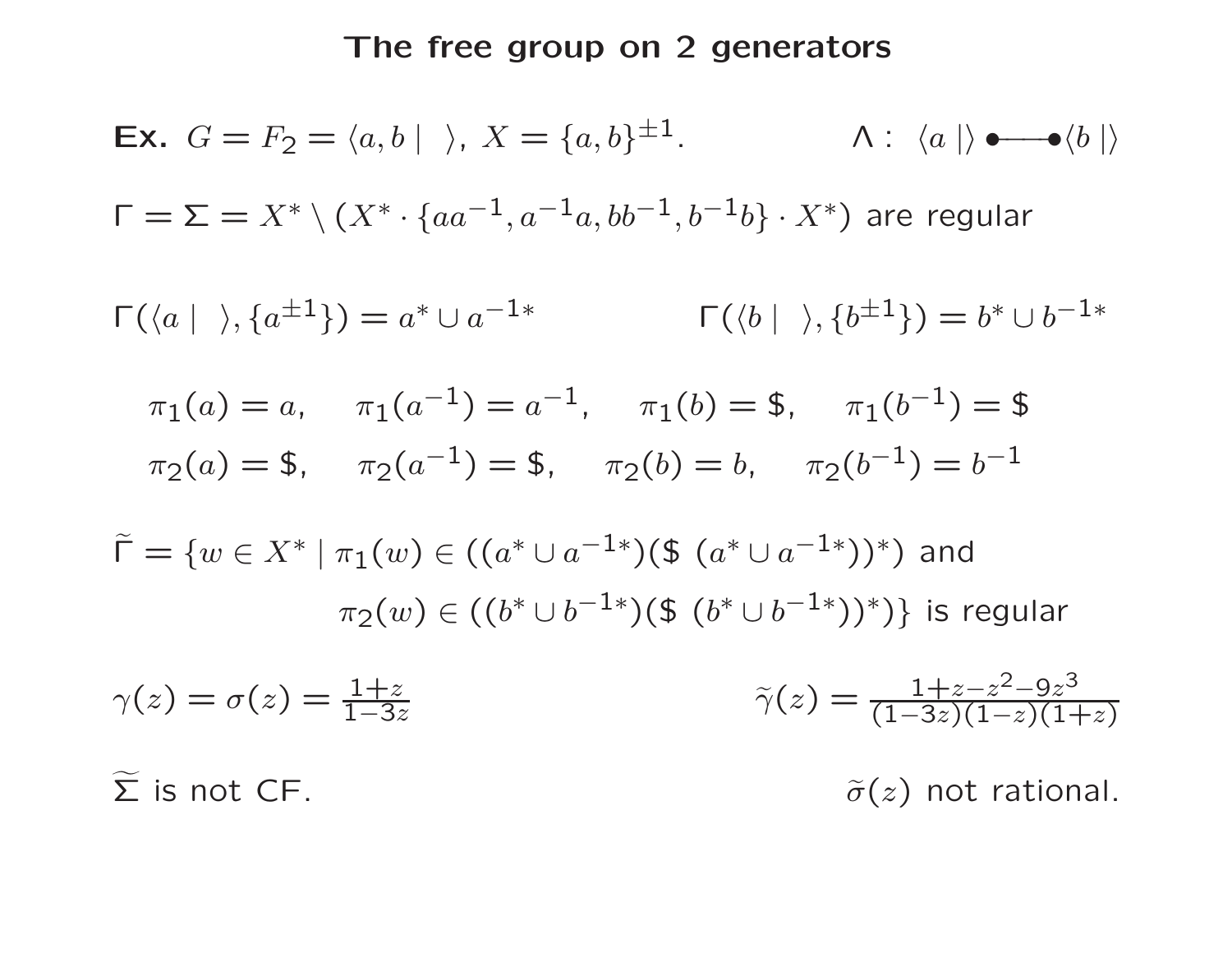# The free group on 2 generators

**Ex.** $G = F_2 = \langle a, b \mid \;\rangle$, $X = \{a, b\}^{\pm 1}$. $\quad \Lambda :\ \langle a \mid \rangle \bullet\!\!-\!\!\!-\!\!\!-\!\!\bullet \langle b \mid \rangle$

$\Gamma = \Sigma = X^* \setminus (X^* \cdot \{aa^{-1}, a^{-1}a, bb^{-1}, b^{-1}b\} \cdot X^*)$ are regular

$\Gamma(\langle a \mid \;\rangle, \{a^{\pm 1}\}) = a^* \cup a^{-1*}$ $\qquad$ $\Gamma(\langle b \mid \;\rangle, \{b^{\pm 1}\}) = b^* \cup b^{-1*}$

$\pi_1(a) = a, \quad \pi_1(a^{-1}) = a^{-1}, \quad \pi_1(b) = \$, \quad \pi_1(b^{-1}) = \$$

$\pi_2(a) = \$, \quad \pi_2(a^{-1}) = \$, \quad \pi_2(b) = b, \quad \pi_2(b^{-1}) = b^{-1}$

$\widetilde{\Gamma} = \{w \in X^* \mid \pi_1(w) \in ((a^* \cup a^{-1*})(\$\ (a^* \cup a^{-1*}))^*)$ and
$\pi_2(w) \in ((b^* \cup b^{-1*})(\$\ (b^* \cup b^{-1*}))^*)\}$ is regular

$\gamma(z) = \sigma(z) = \frac{1+z}{1-3z}$ $\qquad$ $\widetilde{\gamma}(z) = \frac{1+z-z^2-9z^3}{(1-3z)(1-z)(1+z)}$

$\widetilde{\Sigma}$ is not CF. $\qquad$ $\widetilde{\sigma}(z)$ not rational.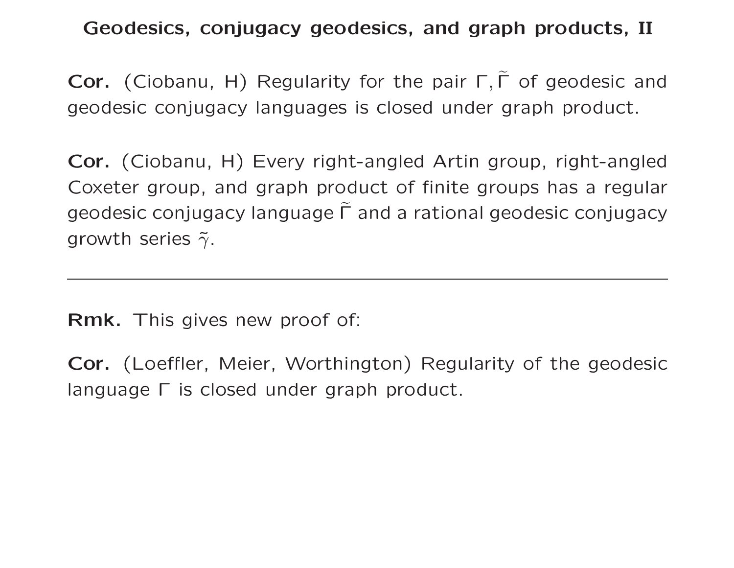## Geodesics, conjugacy geodesics, and graph products, II

**Cor.** (Ciobanu, H) Regularity for the pair $\Gamma, \widetilde{\Gamma}$ of geodesic and geodesic conjugacy languages is closed under graph product.

**Cor.** (Ciobanu, H) Every right-angled Artin group, right-angled Coxeter group, and graph product of finite groups has a regular geodesic conjugacy language $\widetilde{\Gamma}$ and a rational geodesic conjugacy growth series $\tilde{\gamma}$.

---

**Rmk.** This gives new proof of:

**Cor.** (Loeffler, Meier, Worthington) Regularity of the geodesic language $\Gamma$ is closed under graph product.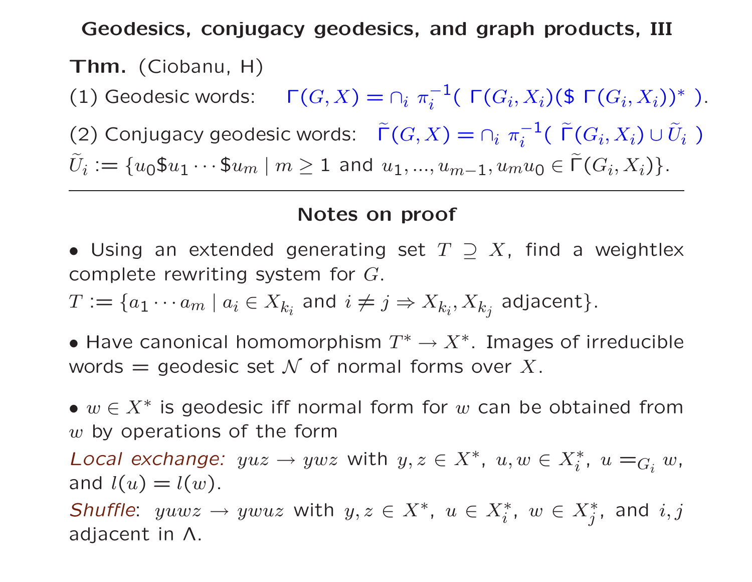## Geodesics, conjugacy geodesics, and graph products, III

**Thm.** (Ciobanu, H)

(1) Geodesic words: $\Gamma(G,X) = \cap_i \; \pi_i^{-1}( \; \Gamma(G_i, X_i)(\$ \; \Gamma(G_i,X_i))^* \; )$.

(2) Conjugacy geodesic words: $\tilde{\Gamma}(G,X) = \cap_i \; \pi_i^{-1}( \; \tilde{\Gamma}(G_i,X_i) \cup \tilde{U}_i \; )$

$\tilde{U}_i := \{u_0 \$ u_1 \cdots \$ u_m \mid m \geq 1 \text{ and } u_1, ..., u_{m-1}, u_m u_0 \in \tilde{\Gamma}(G_i, X_i)\}$.

---

### Notes on proof

- Using an extended generating set $T \supseteq X$, find a weightlex complete rewriting system for $G$.

$T := \{a_1 \cdots a_m \mid a_i \in X_{k_i} \text{ and } i \neq j \Rightarrow X_{k_i}, X_{k_j} \text{ adjacent}\}$.

- Have canonical homomorphism $T^* \to X^*$. Images of irreducible words = geodesic set $\mathcal{N}$ of normal forms over $X$.

- $w \in X^*$ is geodesic iff normal form for $w$ can be obtained from $w$ by operations of the form

*Local exchange:* $yuz \to ywz$ with $y, z \in X^*$, $u, w \in X_i^*$, $u =_{G_i} w$, and $l(u) = l(w)$.

*Shuffle*: $yuwz \to ywuz$ with $y, z \in X^*$, $u \in X_i^*$, $w \in X_j^*$, and $i, j$ adjacent in $\Lambda$.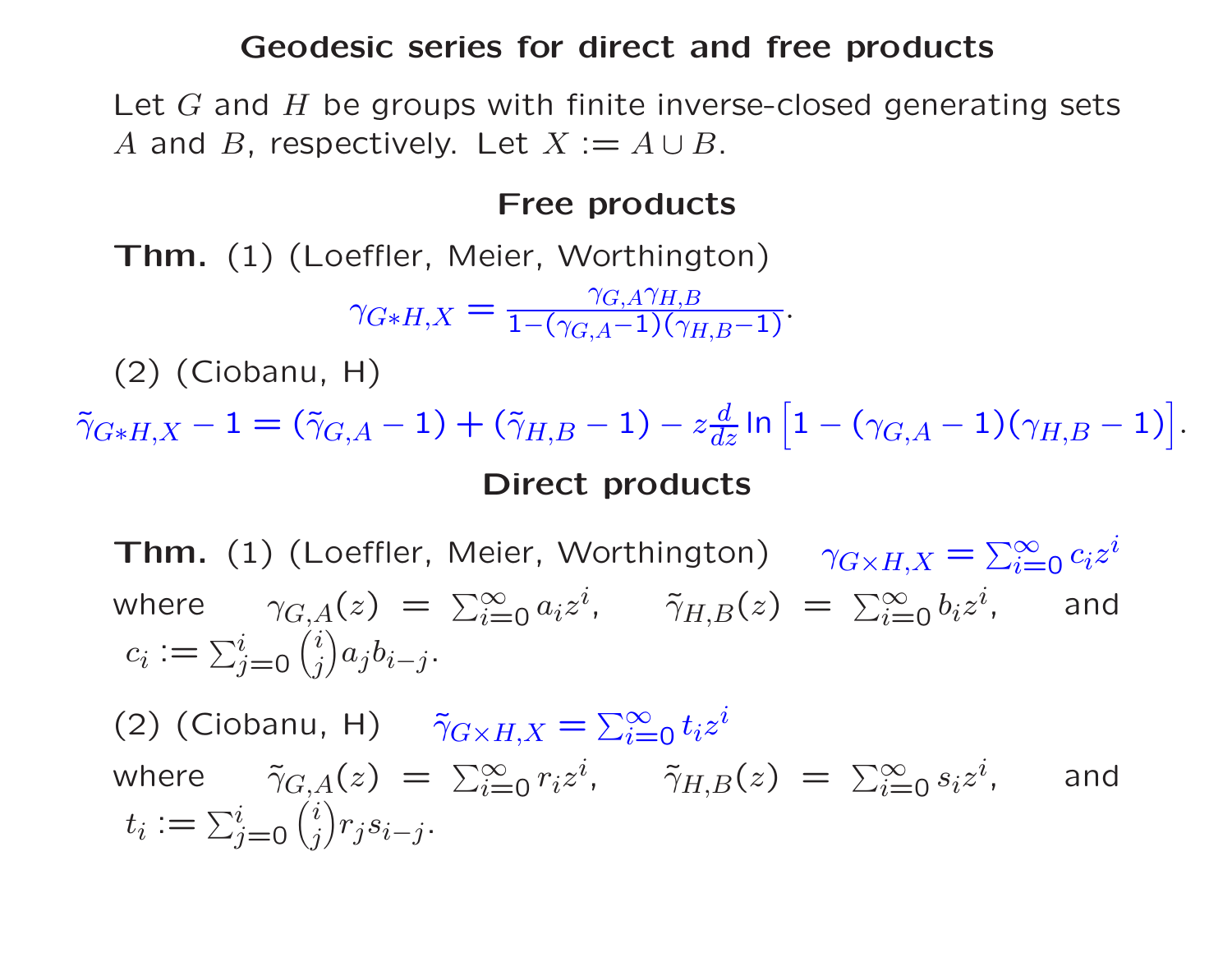# Geodesic series for direct and free products

Let $G$ and $H$ be groups with finite inverse-closed generating sets $A$ and $B$, respectively. Let $X := A \cup B$.

## Free products

**Thm.** (1) (Loeffler, Meier, Worthington)

$$\gamma_{G*H,X} = \frac{\gamma_{G,A}\gamma_{H,B}}{1-(\gamma_{G,A}-1)(\gamma_{H,B}-1)}.$$

(2) (Ciobanu, H)

$$\tilde{\gamma}_{G*H,X} - 1 = (\tilde{\gamma}_{G,A} - 1) + (\tilde{\gamma}_{H,B} - 1) - z\frac{d}{dz}\ln\Big[1-(\gamma_{G,A}-1)(\gamma_{H,B}-1)\Big].$$

## Direct products

**Thm.** (1) (Loeffler, Meier, Worthington) $\quad \gamma_{G\times H,X} = \sum_{i=0}^{\infty} c_i z^i$

where $\gamma_{G,A}(z) = \sum_{i=0}^{\infty} a_i z^i$, $\quad \tilde{\gamma}_{H,B}(z) = \sum_{i=0}^{\infty} b_i z^i$, and $c_i := \sum_{j=0}^{i} \binom{i}{j} a_j b_{i-j}$.

(2) (Ciobanu, H) $\quad \tilde{\gamma}_{G\times H,X} = \sum_{i=0}^{\infty} t_i z^i$

where $\tilde{\gamma}_{G,A}(z) = \sum_{i=0}^{\infty} r_i z^i$, $\quad \tilde{\gamma}_{H,B}(z) = \sum_{i=0}^{\infty} s_i z^i$, and $t_i := \sum_{j=0}^{i} \binom{i}{j} r_j s_{i-j}$.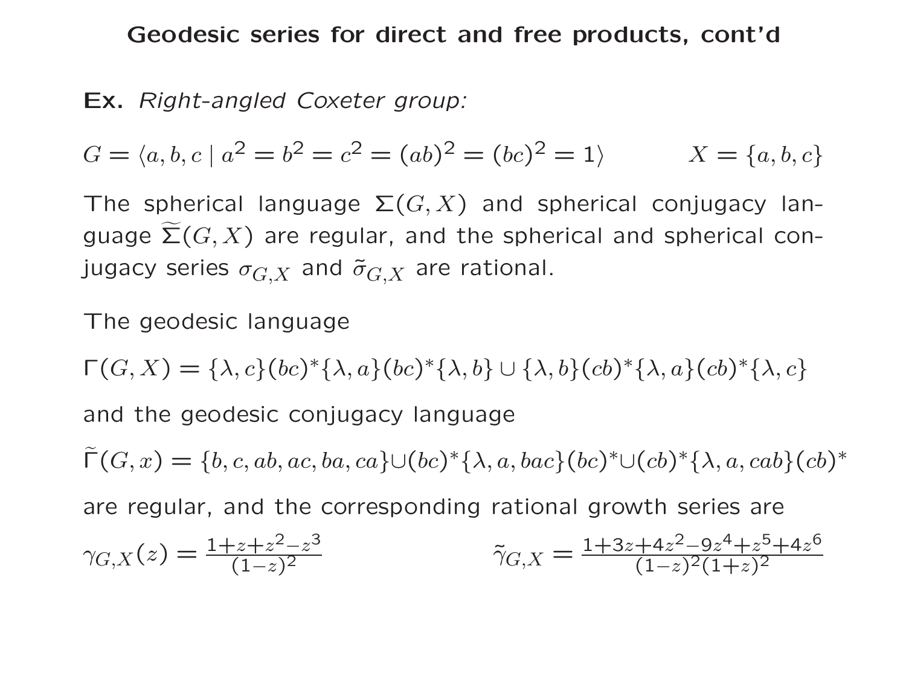## Geodesic series for direct and free products, cont'd

**Ex.** *Right-angled Coxeter group:*

$G = \langle a, b, c \mid a^2 = b^2 = c^2 = (ab)^2 = (bc)^2 = 1 \rangle \qquad X = \{a, b, c\}$

The spherical language $\Sigma(G, X)$ and spherical conjugacy language $\widetilde{\Sigma}(G, X)$ are regular, and the spherical and spherical conjugacy series $\sigma_{G,X}$ and $\tilde{\sigma}_{G,X}$ are rational.

The geodesic language

$$\Gamma(G, X) = \{\lambda, c\}(bc)^*\{\lambda, a\}(bc)^*\{\lambda, b\} \cup \{\lambda, b\}(cb)^*\{\lambda, a\}(cb)^*\{\lambda, c\}$$

and the geodesic conjugacy language

$$\widetilde{\Gamma}(G, x) = \{b, c, ab, ac, ba, ca\} \cup (bc)^*\{\lambda, a, bac\}(bc)^* \cup (cb)^*\{\lambda, a, cab\}(cb)^*$$

are regular, and the corresponding rational growth series are

$$\gamma_{G,X}(z) = \frac{1+z+z^2-z^3}{(1-z)^2} \qquad \tilde{\gamma}_{G,X} = \frac{1+3z+4z^2-9z^4+z^5+4z^6}{(1-z)^2(1+z)^2}$$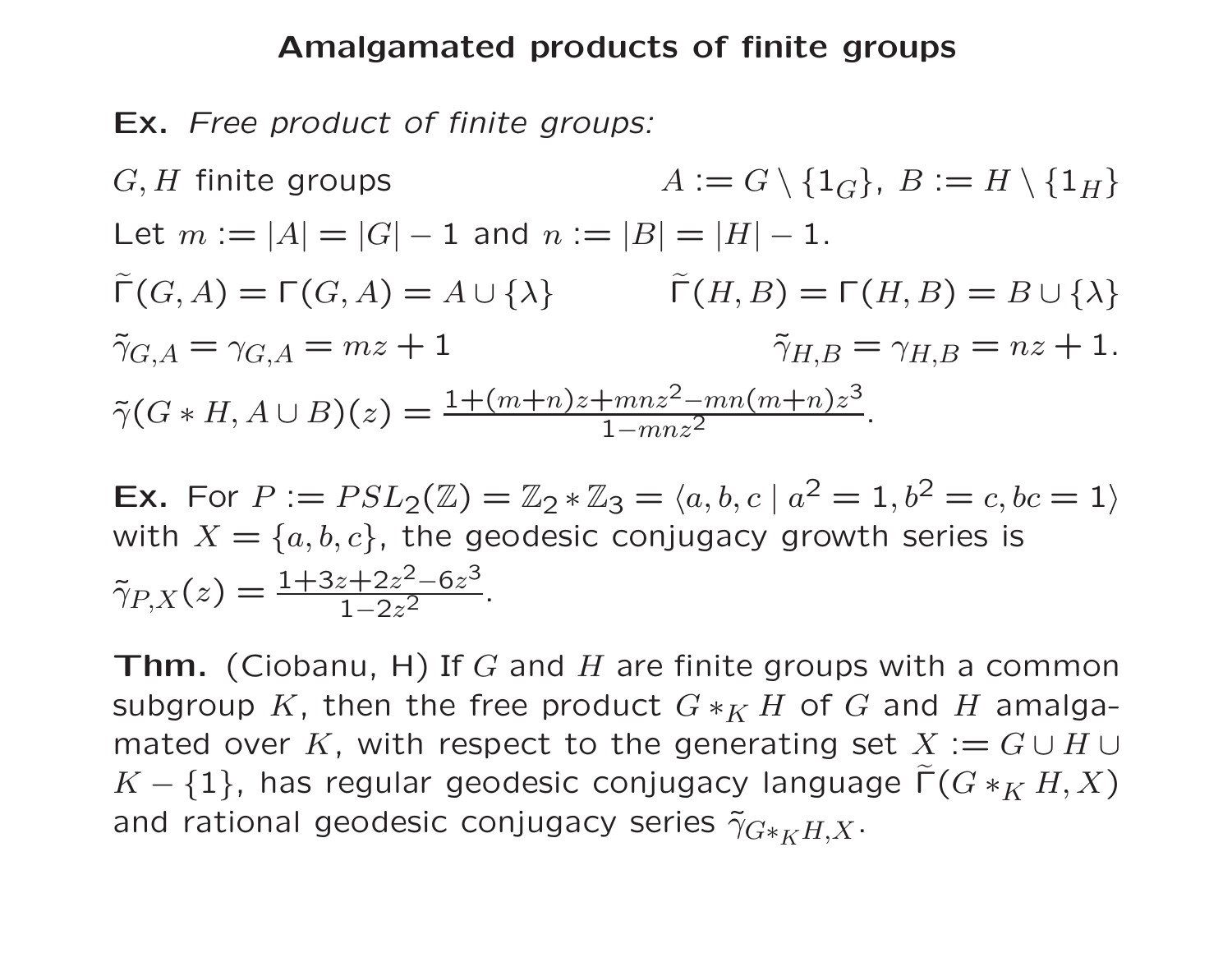# Amalgamated products of finite groups

**Ex.** *Free product of finite groups:*

$G, H$ finite groups $\qquad A := G \setminus \{1_G\},\ B := H \setminus \{1_H\}$

Let $m := |A| = |G| - 1$ and $n := |B| = |H| - 1$.

$\widetilde{\Gamma}(G, A) = \Gamma(G, A) = A \cup \{\lambda\} \qquad \widetilde{\Gamma}(H, B) = \Gamma(H, B) = B \cup \{\lambda\}$

$\tilde{\gamma}_{G,A} = \gamma_{G,A} = mz + 1 \qquad \tilde{\gamma}_{H,B} = \gamma_{H,B} = nz + 1.$

$\tilde{\gamma}(G * H, A \cup B)(z) = \frac{1+(m+n)z+mnz^2-mn(m+n)z^3}{1-mnz^2}.$

**Ex.** For $P := PSL_2(\mathbb{Z}) = \mathbb{Z}_2 * \mathbb{Z}_3 = \langle a, b, c \mid a^2 = 1, b^2 = c, bc = 1 \rangle$ with $X = \{a, b, c\}$, the geodesic conjugacy growth series is $\tilde{\gamma}_{P,X}(z) = \frac{1+3z+2z^2-6z^3}{1-2z^2}$.

**Thm.** (Ciobanu, H) If $G$ and $H$ are finite groups with a common subgroup $K$, then the free product $G *_K H$ of $G$ and $H$ amalgamated over $K$, with respect to the generating set $X := G \cup H \cup K - \{1\}$, has regular geodesic conjugacy language $\widetilde{\Gamma}(G *_K H, X)$ and rational geodesic conjugacy series $\tilde{\gamma}_{G *_K H, X}$.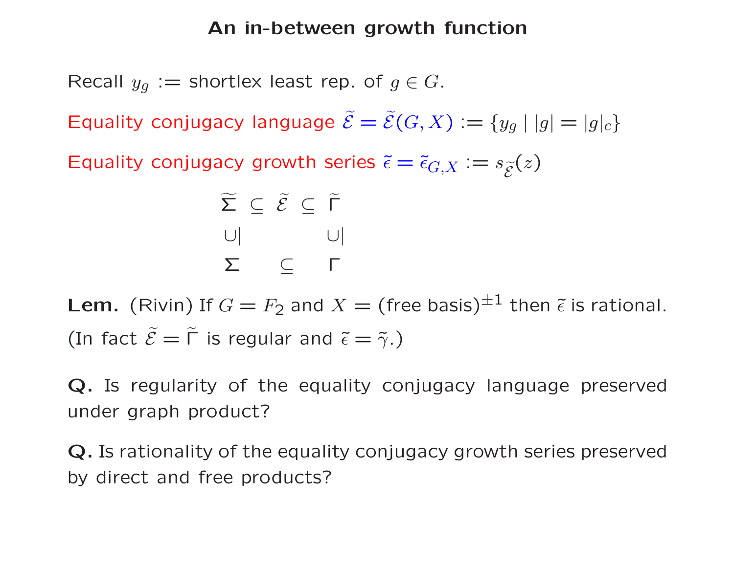# An in-between growth function

Recall $y_g$ := shortlex least rep. of $g \in G$.

Equality conjugacy language $\widetilde{\mathcal{E}} = \widetilde{\mathcal{E}}(G, X) := \{y_g \mid |g| = |g|_c\}$

Equality conjugacy growth series $\tilde{\epsilon} = \tilde{\epsilon}_{G,X} := s_{\widetilde{\mathcal{E}}}(z)$

$$
\begin{array}{ccccc}
\widetilde{\Sigma} & \subseteq & \widetilde{\mathcal{E}} & \subseteq & \widetilde{\Gamma} \\
\cup\!| & & & & \cup\!| \\
\Sigma & & \subseteq & & \Gamma
\end{array}
$$

**Lem.** (Rivin) If $G = F_2$ and $X =$ (free basis)$^{\pm 1}$ then $\tilde{\epsilon}$ is rational. (In fact $\widetilde{\mathcal{E}} = \widetilde{\Gamma}$ is regular and $\tilde{\epsilon} = \tilde{\gamma}$.)

**Q.** Is regularity of the equality conjugacy language preserved under graph product?

**Q.** Is rationality of the equality conjugacy growth series preserved by direct and free products?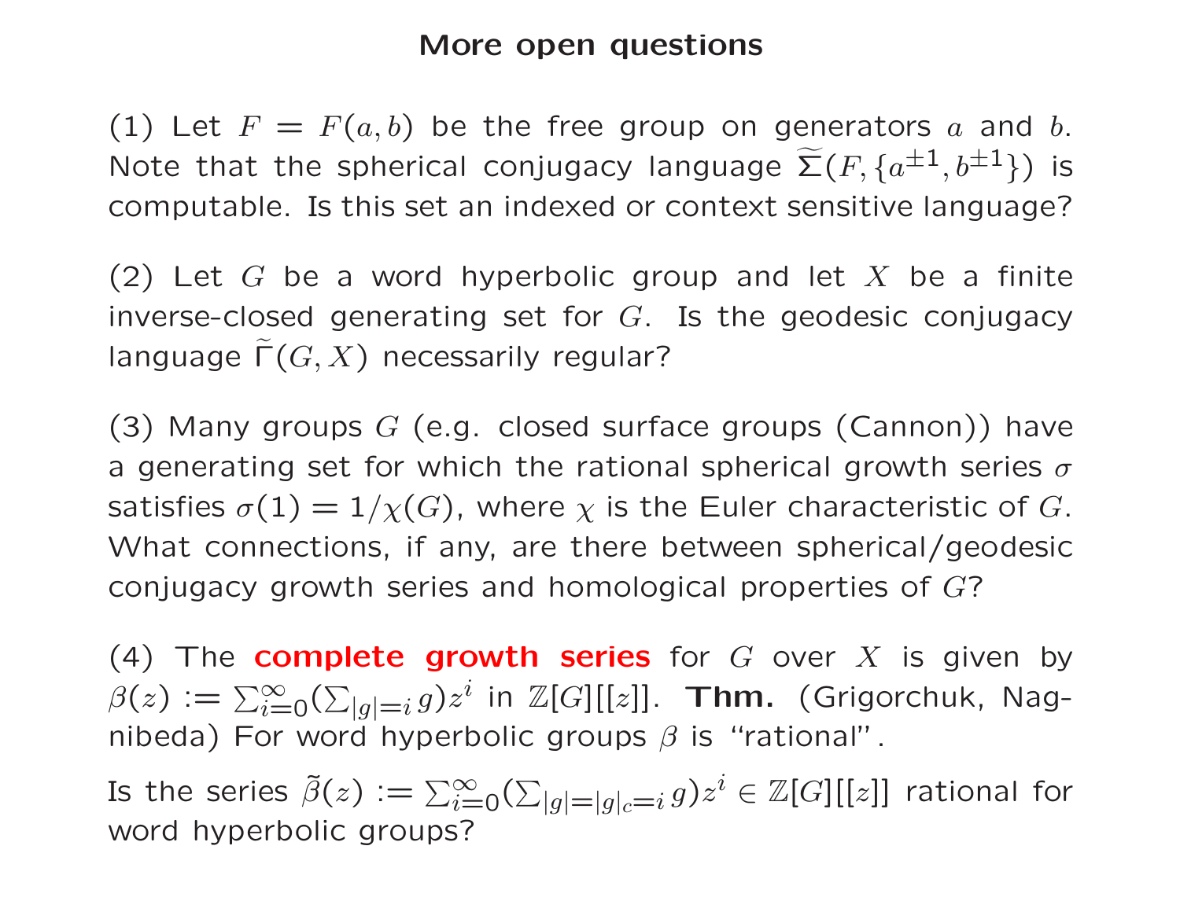# More open questions

(1) Let $F = F(a, b)$ be the free group on generators $a$ and $b$. Note that the spherical conjugacy language $\widetilde{\Sigma}(F, \{a^{\pm 1}, b^{\pm 1}\})$ is computable. Is this set an indexed or context sensitive language?

(2) Let $G$ be a word hyperbolic group and let $X$ be a finite inverse-closed generating set for $G$. Is the geodesic conjugacy language $\widetilde{\Gamma}(G, X)$ necessarily regular?

(3) Many groups $G$ (e.g. closed surface groups (Cannon)) have a generating set for which the rational spherical growth series $\sigma$ satisfies $\sigma(1) = 1/\chi(G)$, where $\chi$ is the Euler characteristic of $G$. What connections, if any, are there between spherical/geodesic conjugacy growth series and homological properties of $G$?

(4) The **complete growth series** for $G$ over $X$ is given by $\beta(z) := \sum_{i=0}^{\infty}(\sum_{|g|=i} g)z^i$ in $\mathbb{Z}[G][[z]]$. **Thm.** (Grigorchuk, Nagnibeda) For word hyperbolic groups $\beta$ is "rational".

Is the series $\tilde{\beta}(z) := \sum_{i=0}^{\infty}(\sum_{|g|=|g|_c=i} g)z^i \in \mathbb{Z}[G][[z]]$ rational for word hyperbolic groups?